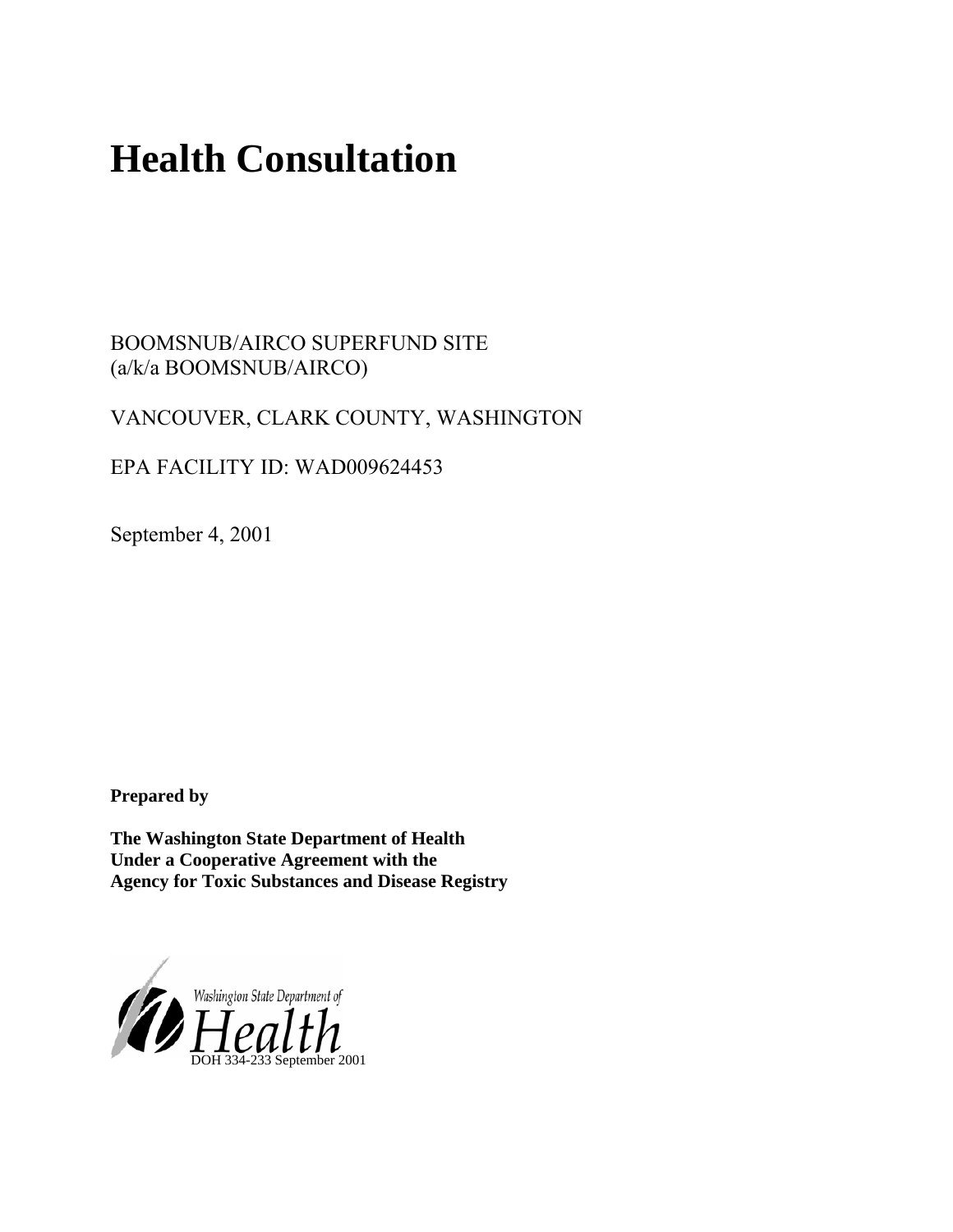# Health Consultation

BOOMSNUB/AIRCO SUPERFUND SITE
(a/k/a BOOMSNUB/AIRCO)

VANCOUVER, CLARK COUNTY, WASHINGTON

EPA FACILITY ID: WAD009624453

September 4, 2001

**Prepared by**

**The Washington State Department of Health**
**Under a Cooperative Agreement with the**
**Agency for Toxic Substances and Disease Registry**

Washington State Department of Health

DOH 334-233 September 2001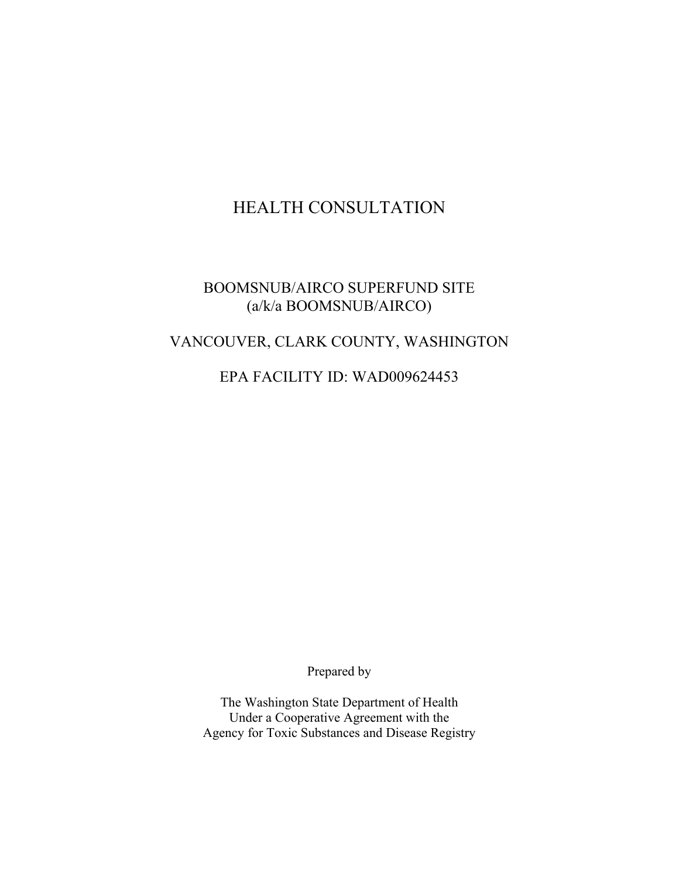# HEALTH CONSULTATION

BOOMSNUB/AIRCO SUPERFUND SITE
(a/k/a BOOMSNUB/AIRCO)

VANCOUVER, CLARK COUNTY, WASHINGTON

EPA FACILITY ID: WAD009624453

Prepared by

The Washington State Department of Health
Under a Cooperative Agreement with the
Agency for Toxic Substances and Disease Registry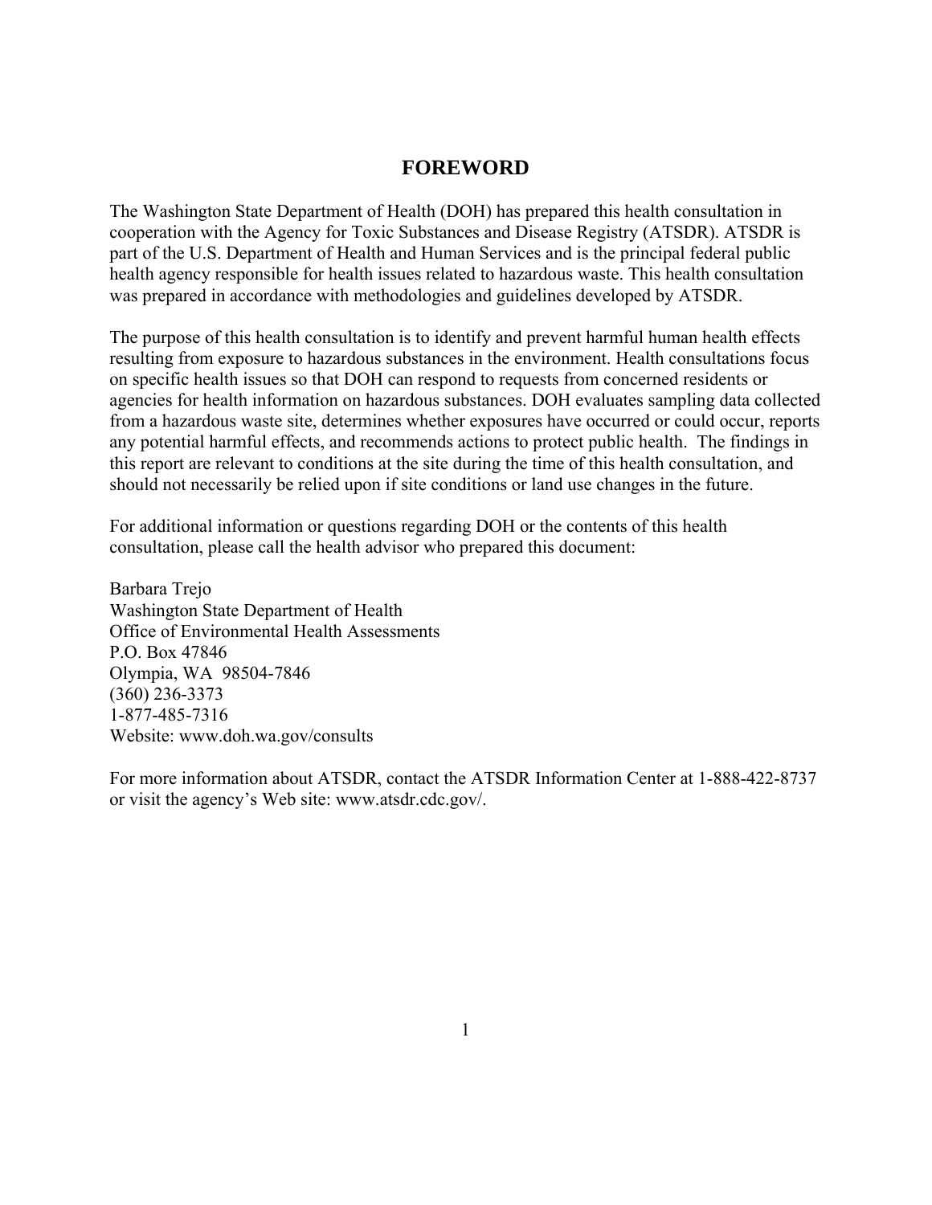# FOREWORD

The Washington State Department of Health (DOH) has prepared this health consultation in cooperation with the Agency for Toxic Substances and Disease Registry (ATSDR). ATSDR is part of the U.S. Department of Health and Human Services and is the principal federal public health agency responsible for health issues related to hazardous waste. This health consultation was prepared in accordance with methodologies and guidelines developed by ATSDR.

The purpose of this health consultation is to identify and prevent harmful human health effects resulting from exposure to hazardous substances in the environment. Health consultations focus on specific health issues so that DOH can respond to requests from concerned residents or agencies for health information on hazardous substances. DOH evaluates sampling data collected from a hazardous waste site, determines whether exposures have occurred or could occur, reports any potential harmful effects, and recommends actions to protect public health. The findings in this report are relevant to conditions at the site during the time of this health consultation, and should not necessarily be relied upon if site conditions or land use changes in the future.

For additional information or questions regarding DOH or the contents of this health consultation, please call the health advisor who prepared this document:

Barbara Trejo
Washington State Department of Health
Office of Environmental Health Assessments
P.O. Box 47846
Olympia, WA 98504-7846
(360) 236-3373
1-877-485-7316
Website: www.doh.wa.gov/consults

For more information about ATSDR, contact the ATSDR Information Center at 1-888-422-8737 or visit the agency's Web site: www.atsdr.cdc.gov/.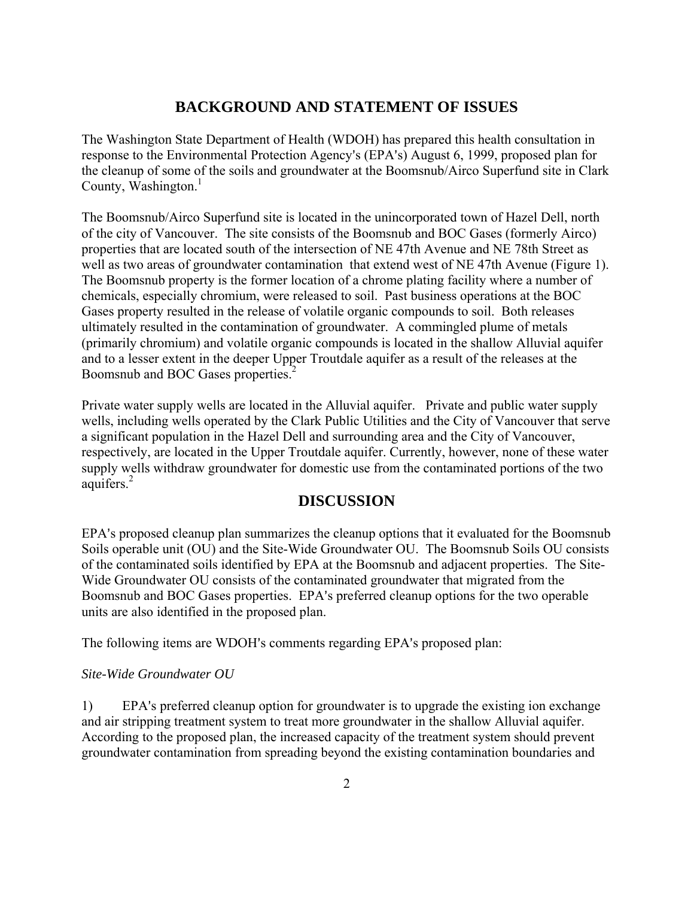## BACKGROUND AND STATEMENT OF ISSUES

The Washington State Department of Health (WDOH) has prepared this health consultation in response to the Environmental Protection Agency's (EPA's) August 6, 1999, proposed plan for the cleanup of some of the soils and groundwater at the Boomsnub/Airco Superfund site in Clark County, Washington.[1]

The Boomsnub/Airco Superfund site is located in the unincorporated town of Hazel Dell, north of the city of Vancouver. The site consists of the Boomsnub and BOC Gases (formerly Airco) properties that are located south of the intersection of NE 47th Avenue and NE 78th Street as well as two areas of groundwater contamination that extend west of NE 47th Avenue (Figure 1). The Boomsnub property is the former location of a chrome plating facility where a number of chemicals, especially chromium, were released to soil. Past business operations at the BOC Gases property resulted in the release of volatile organic compounds to soil. Both releases ultimately resulted in the contamination of groundwater. A commingled plume of metals (primarily chromium) and volatile organic compounds is located in the shallow Alluvial aquifer and to a lesser extent in the deeper Upper Troutdale aquifer as a result of the releases at the Boomsnub and BOC Gases properties.[2]

Private water supply wells are located in the Alluvial aquifer. Private and public water supply wells, including wells operated by the Clark Public Utilities and the City of Vancouver that serve a significant population in the Hazel Dell and surrounding area and the City of Vancouver, respectively, are located in the Upper Troutdale aquifer. Currently, however, none of these water supply wells withdraw groundwater for domestic use from the contaminated portions of the two aquifers.[2]

## DISCUSSION

EPA's proposed cleanup plan summarizes the cleanup options that it evaluated for the Boomsnub Soils operable unit (OU) and the Site-Wide Groundwater OU. The Boomsnub Soils OU consists of the contaminated soils identified by EPA at the Boomsnub and adjacent properties. The Site-Wide Groundwater OU consists of the contaminated groundwater that migrated from the Boomsnub and BOC Gases properties. EPA's preferred cleanup options for the two operable units are also identified in the proposed plan.

The following items are WDOH's comments regarding EPA's proposed plan:

*Site-Wide Groundwater OU*

1) EPA's preferred cleanup option for groundwater is to upgrade the existing ion exchange and air stripping treatment system to treat more groundwater in the shallow Alluvial aquifer. According to the proposed plan, the increased capacity of the treatment system should prevent groundwater contamination from spreading beyond the existing contamination boundaries and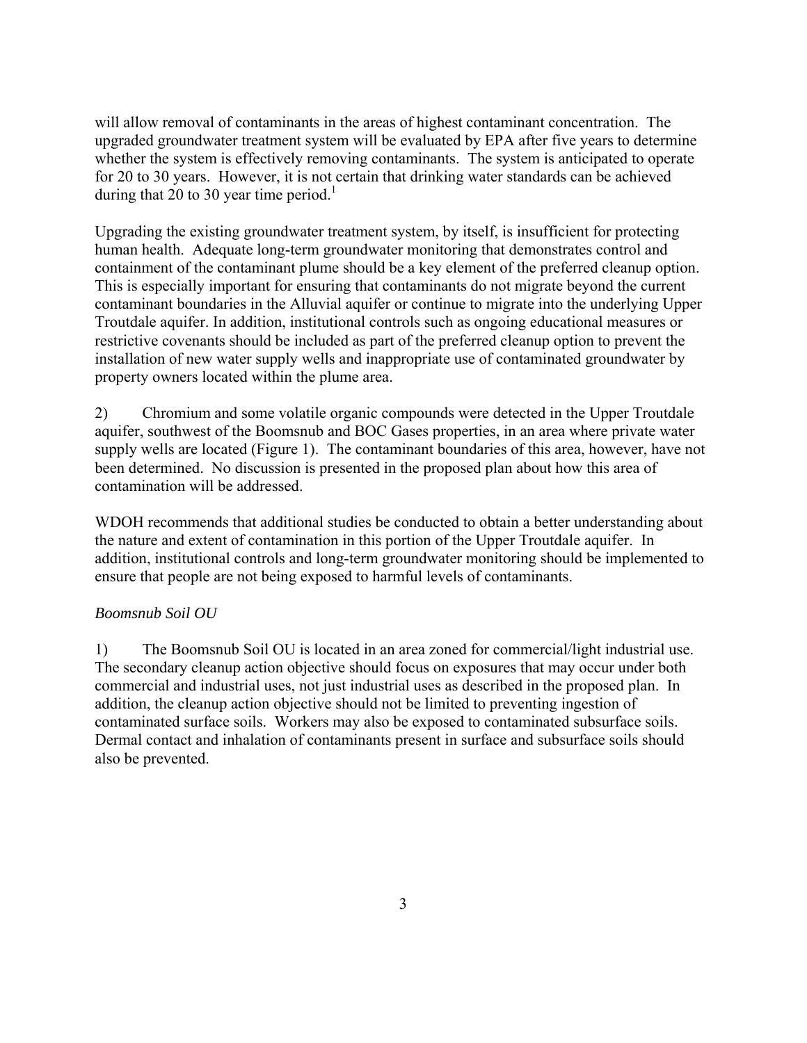will allow removal of contaminants in the areas of highest contaminant concentration. The upgraded groundwater treatment system will be evaluated by EPA after five years to determine whether the system is effectively removing contaminants. The system is anticipated to operate for 20 to 30 years. However, it is not certain that drinking water standards can be achieved during that 20 to 30 year time period.[1]

Upgrading the existing groundwater treatment system, by itself, is insufficient for protecting human health. Adequate long-term groundwater monitoring that demonstrates control and containment of the contaminant plume should be a key element of the preferred cleanup option. This is especially important for ensuring that contaminants do not migrate beyond the current contaminant boundaries in the Alluvial aquifer or continue to migrate into the underlying Upper Troutdale aquifer. In addition, institutional controls such as ongoing educational measures or restrictive covenants should be included as part of the preferred cleanup option to prevent the installation of new water supply wells and inappropriate use of contaminated groundwater by property owners located within the plume area.

2) Chromium and some volatile organic compounds were detected in the Upper Troutdale aquifer, southwest of the Boomsnub and BOC Gases properties, in an area where private water supply wells are located (Figure 1). The contaminant boundaries of this area, however, have not been determined. No discussion is presented in the proposed plan about how this area of contamination will be addressed.

WDOH recommends that additional studies be conducted to obtain a better understanding about the nature and extent of contamination in this portion of the Upper Troutdale aquifer. In addition, institutional controls and long-term groundwater monitoring should be implemented to ensure that people are not being exposed to harmful levels of contaminants.

*Boomsnub Soil OU*

1) The Boomsnub Soil OU is located in an area zoned for commercial/light industrial use. The secondary cleanup action objective should focus on exposures that may occur under both commercial and industrial uses, not just industrial uses as described in the proposed plan. In addition, the cleanup action objective should not be limited to preventing ingestion of contaminated surface soils. Workers may also be exposed to contaminated subsurface soils. Dermal contact and inhalation of contaminants present in surface and subsurface soils should also be prevented.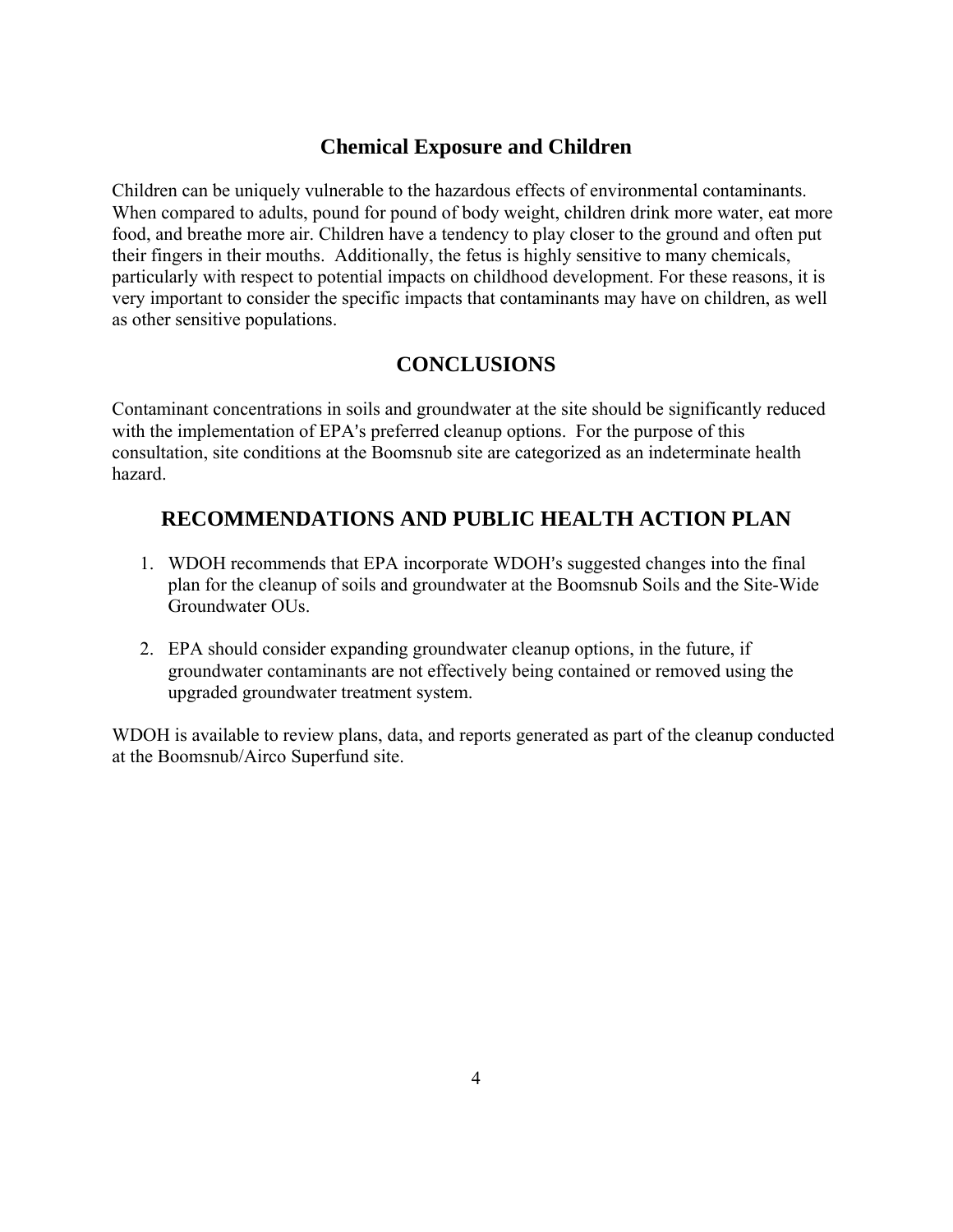## Chemical Exposure and Children

Children can be uniquely vulnerable to the hazardous effects of environmental contaminants. When compared to adults, pound for pound of body weight, children drink more water, eat more food, and breathe more air. Children have a tendency to play closer to the ground and often put their fingers in their mouths. Additionally, the fetus is highly sensitive to many chemicals, particularly with respect to potential impacts on childhood development. For these reasons, it is very important to consider the specific impacts that contaminants may have on children, as well as other sensitive populations.

## CONCLUSIONS

Contaminant concentrations in soils and groundwater at the site should be significantly reduced with the implementation of EPA's preferred cleanup options. For the purpose of this consultation, site conditions at the Boomsnub site are categorized as an indeterminate health hazard.

## RECOMMENDATIONS AND PUBLIC HEALTH ACTION PLAN

1. WDOH recommends that EPA incorporate WDOH's suggested changes into the final plan for the cleanup of soils and groundwater at the Boomsnub Soils and the Site-Wide Groundwater OUs.

2. EPA should consider expanding groundwater cleanup options, in the future, if groundwater contaminants are not effectively being contained or removed using the upgraded groundwater treatment system.

WDOH is available to review plans, data, and reports generated as part of the cleanup conducted at the Boomsnub/Airco Superfund site.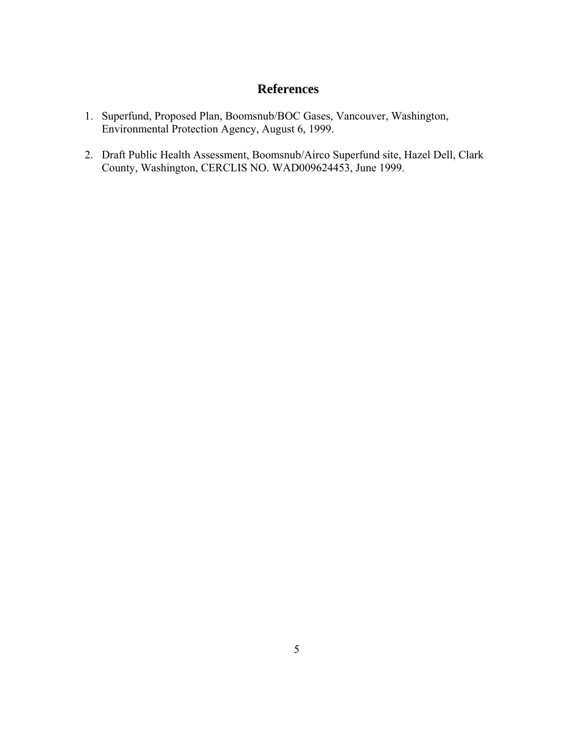# References

1. Superfund, Proposed Plan, Boomsnub/BOC Gases, Vancouver, Washington, Environmental Protection Agency, August 6, 1999.

2. Draft Public Health Assessment, Boomsnub/Airco Superfund site, Hazel Dell, Clark County, Washington, CERCLIS NO. WAD009624453, June 1999.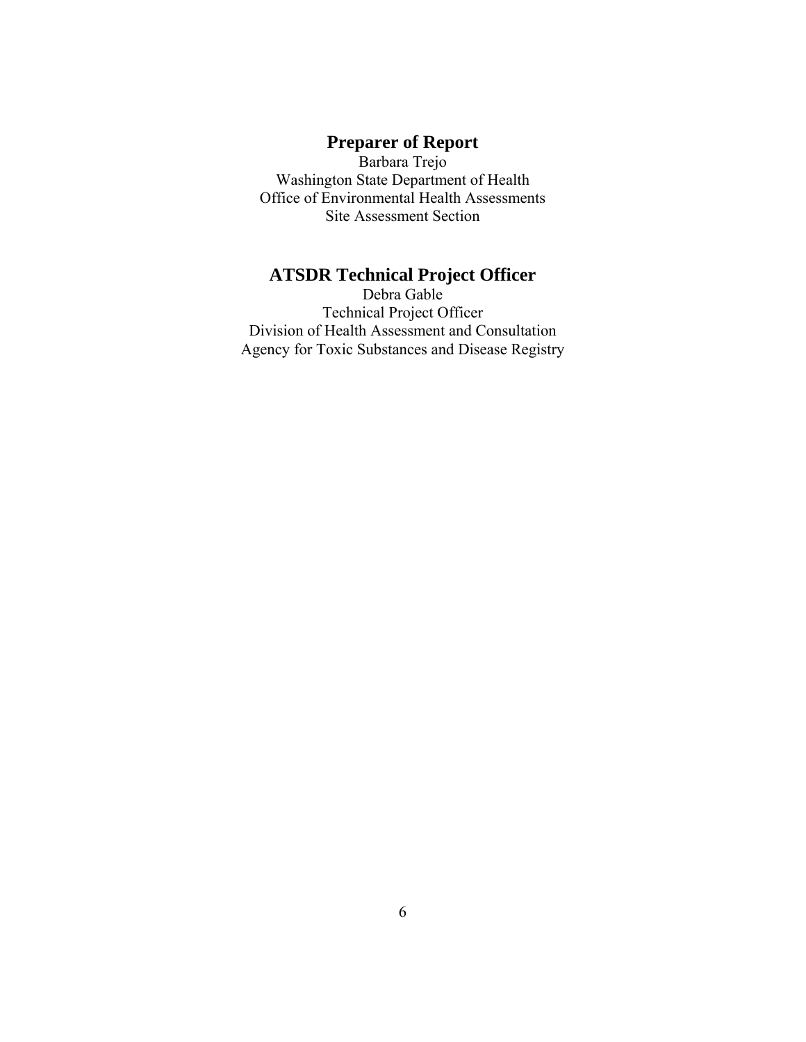## Preparer of Report

Barbara Trejo
Washington State Department of Health
Office of Environmental Health Assessments
Site Assessment Section

## ATSDR Technical Project Officer

Debra Gable
Technical Project Officer
Division of Health Assessment and Consultation
Agency for Toxic Substances and Disease Registry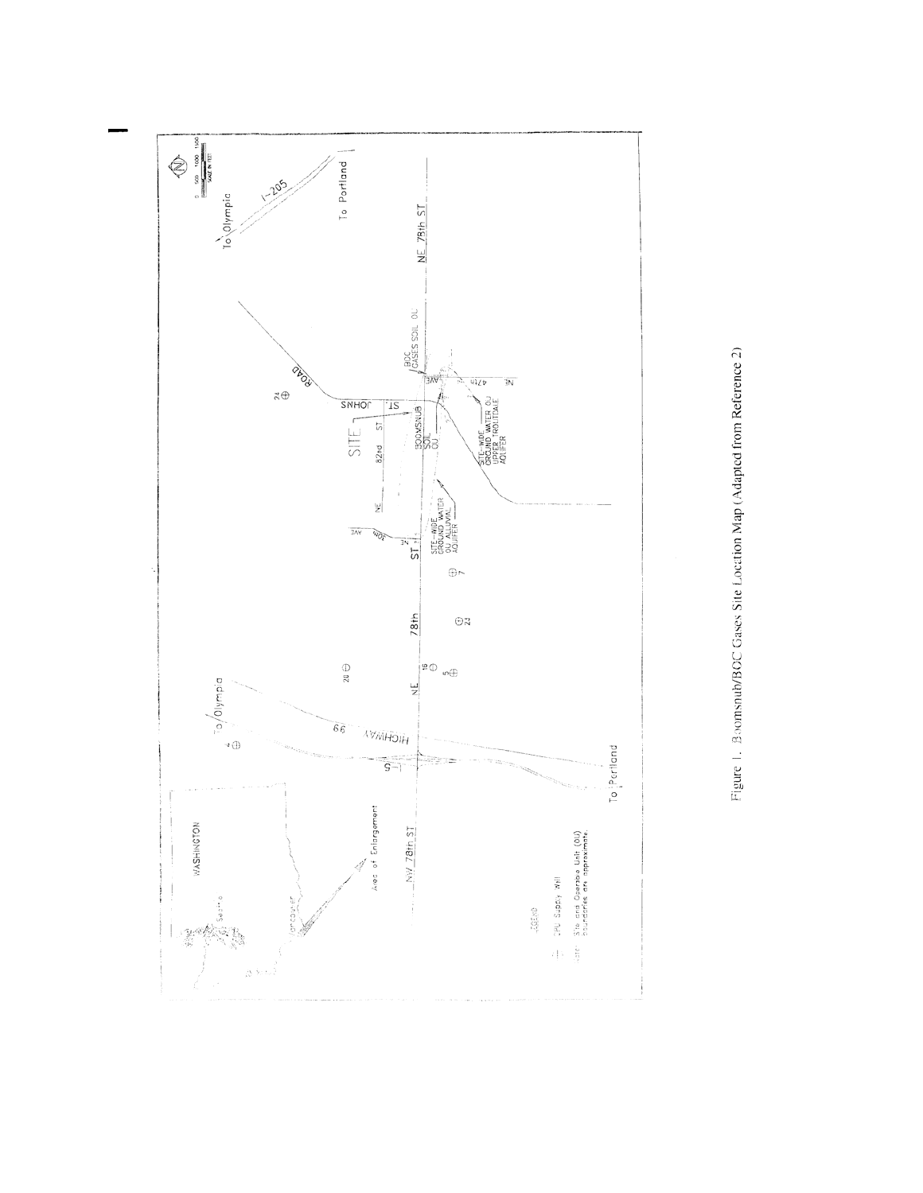Figure 1. Boomsnub/BOC Gases Site Location Map (Adapted from Reference 2)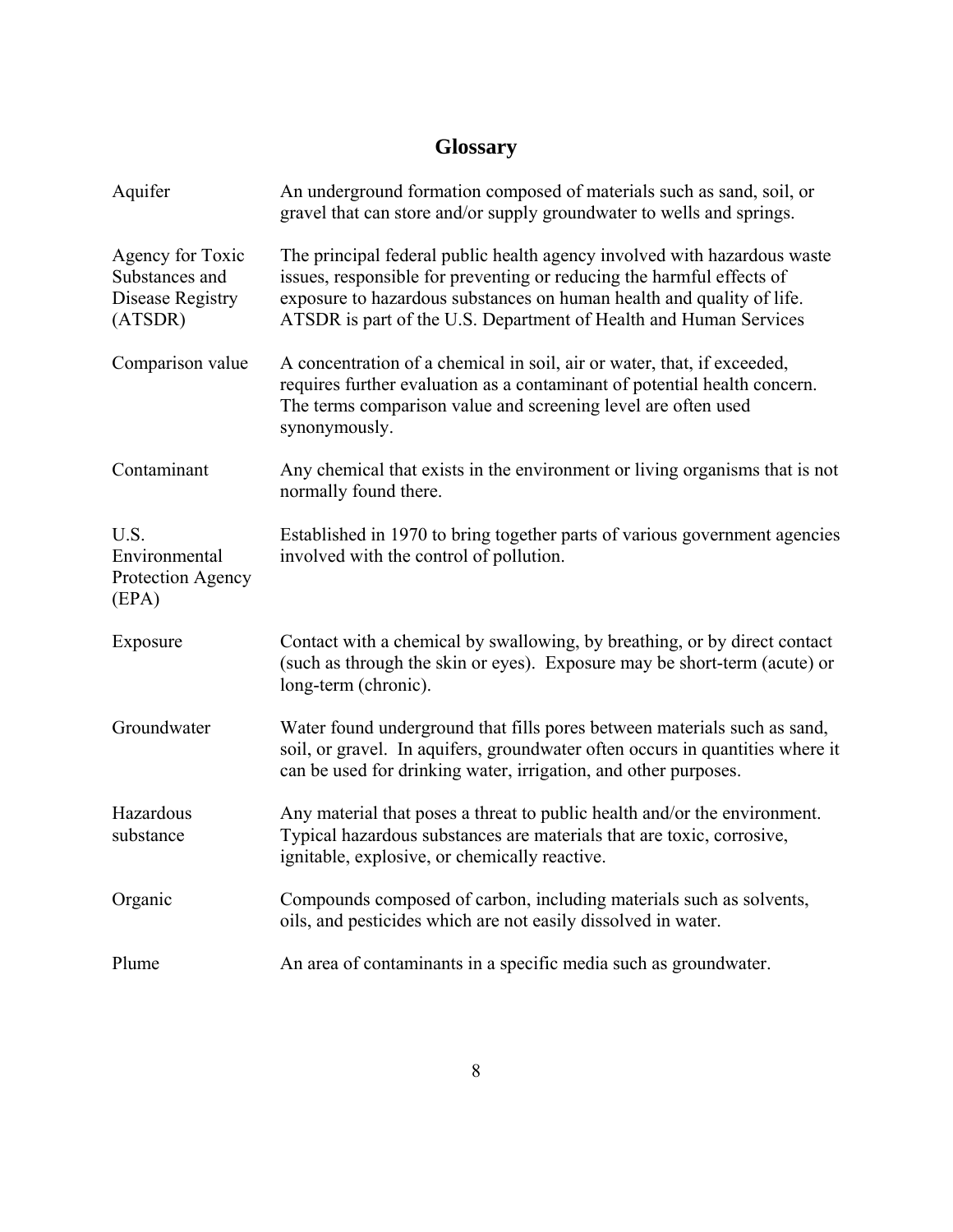# Glossary

| | |
|---|---|
| Aquifer | An underground formation composed of materials such as sand, soil, or gravel that can store and/or supply groundwater to wells and springs. |
| Agency for Toxic Substances and Disease Registry (ATSDR) | The principal federal public health agency involved with hazardous waste issues, responsible for preventing or reducing the harmful effects of exposure to hazardous substances on human health and quality of life. ATSDR is part of the U.S. Department of Health and Human Services |
| Comparison value | A concentration of a chemical in soil, air or water, that, if exceeded, requires further evaluation as a contaminant of potential health concern. The terms comparison value and screening level are often used synonymously. |
| Contaminant | Any chemical that exists in the environment or living organisms that is not normally found there. |
| U.S. Environmental Protection Agency (EPA) | Established in 1970 to bring together parts of various government agencies involved with the control of pollution. |
| Exposure | Contact with a chemical by swallowing, by breathing, or by direct contact (such as through the skin or eyes). Exposure may be short-term (acute) or long-term (chronic). |
| Groundwater | Water found underground that fills pores between materials such as sand, soil, or gravel. In aquifers, groundwater often occurs in quantities where it can be used for drinking water, irrigation, and other purposes. |
| Hazardous substance | Any material that poses a threat to public health and/or the environment. Typical hazardous substances are materials that are toxic, corrosive, ignitable, explosive, or chemically reactive. |
| Organic | Compounds composed of carbon, including materials such as solvents, oils, and pesticides which are not easily dissolved in water. |
| Plume | An area of contaminants in a specific media such as groundwater. |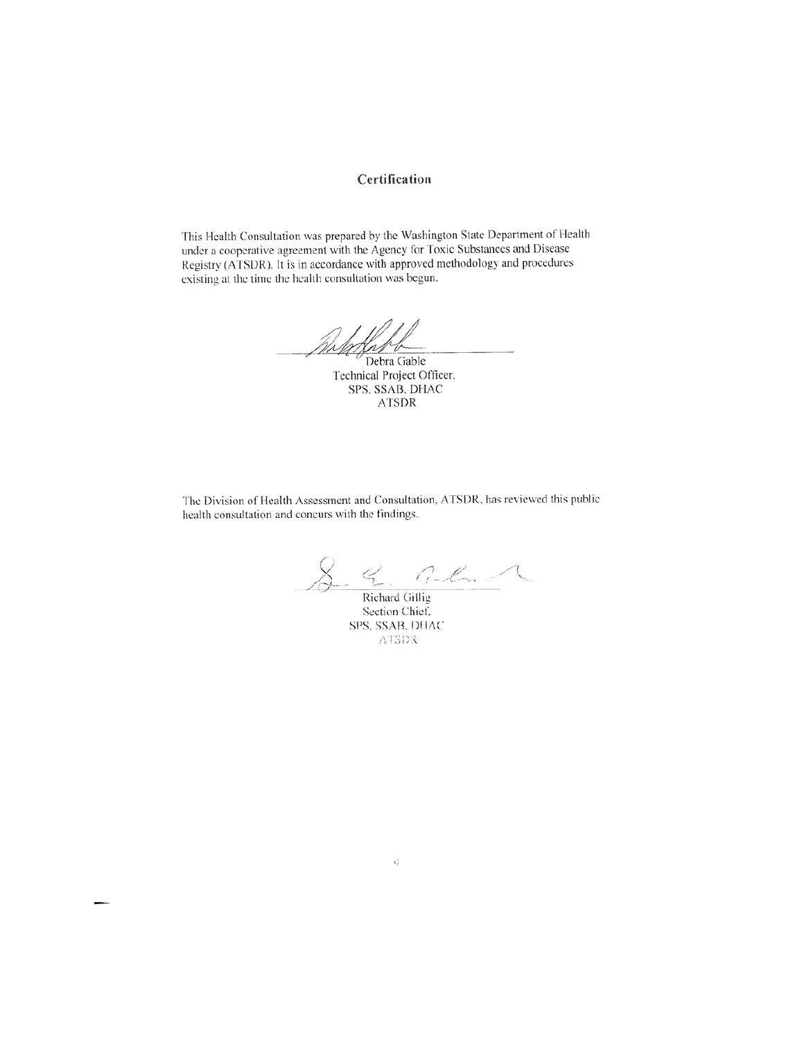## Certification

This Health Consultation was prepared by the Washington State Department of Health under a cooperative agreement with the Agency for Toxic Substances and Disease Registry (ATSDR). It is in accordance with approved methodology and procedures existing at the time the health consultation was begun.

Debra Gable
Technical Project Officer,
SPS, SSAB, DHAC
ATSDR

The Division of Health Assessment and Consultation, ATSDR, has reviewed this public health consultation and concurs with the findings.

Richard Gillig
Section Chief,
SPS, SSAB, DHAC
ATSDR